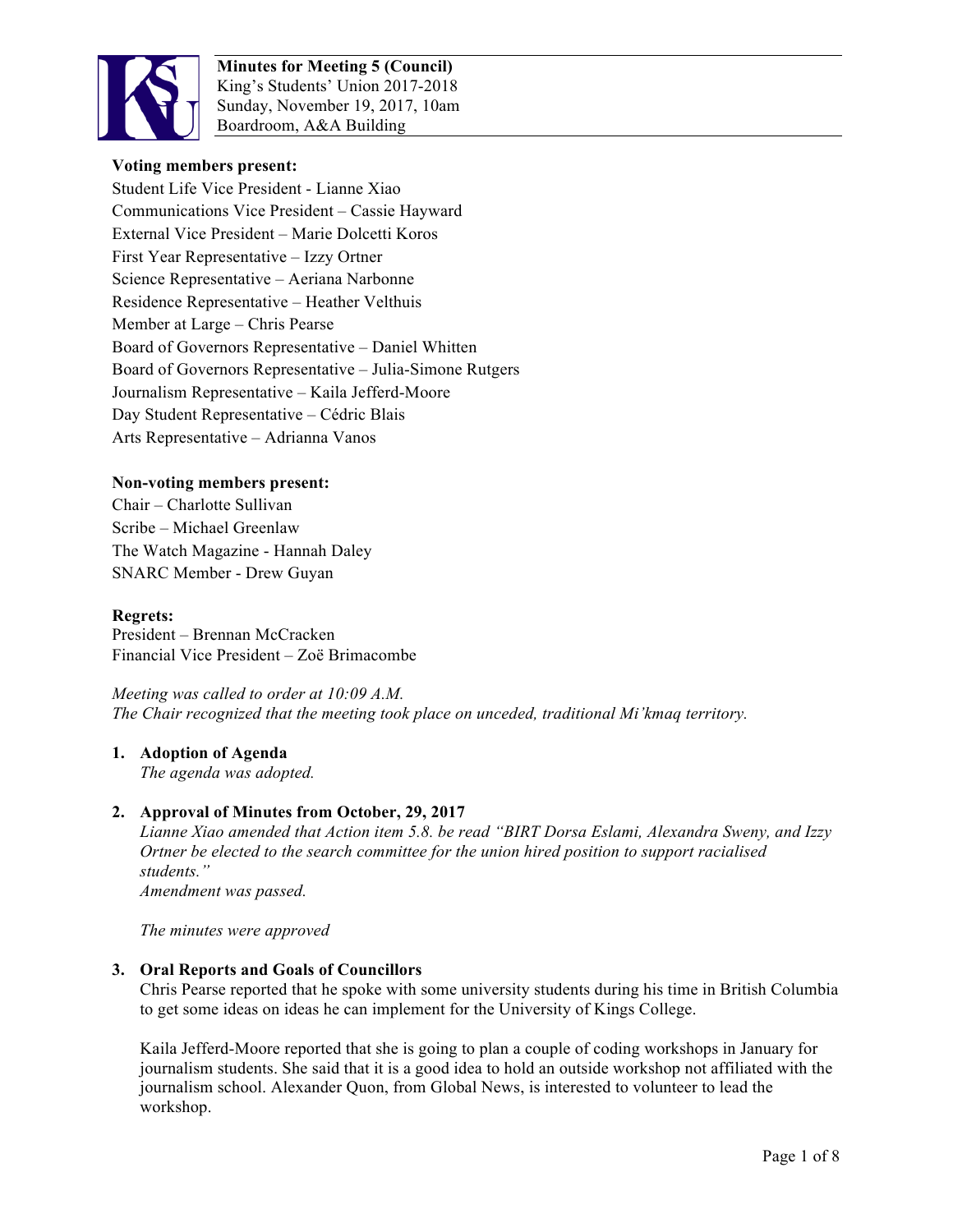**Minutes for Meeting 5 (Council)**
King's Students' Union 2017-2018
Sunday, November 19, 2017, 10am
Boardroom, A&A Building

**Voting members present:**
Student Life Vice President - Lianne Xiao
Communications Vice President – Cassie Hayward
External Vice President – Marie Dolcetti Koros
First Year Representative – Izzy Ortner
Science Representative – Aeriana Narbonne
Residence Representative – Heather Velthuis
Member at Large – Chris Pearse
Board of Governors Representative – Daniel Whitten
Board of Governors Representative – Julia-Simone Rutgers
Journalism Representative – Kaila Jefferd-Moore
Day Student Representative – Cédric Blais
Arts Representative – Adrianna Vanos

**Non-voting members present:**
Chair – Charlotte Sullivan
Scribe – Michael Greenlaw
The Watch Magazine - Hannah Daley
SNARC Member - Drew Guyan

**Regrets:**
President – Brennan McCracken
Financial Vice President – Zoë Brimacombe

*Meeting was called to order at 10:09 A.M.*
*The Chair recognized that the meeting took place on unceded, traditional Mi'kmaq territory.*

1. **Adoption of Agenda**
   *The agenda was adopted.*

2. **Approval of Minutes from October, 29, 2017**
   *Lianne Xiao amended that Action item 5.8. be read "BIRT Dorsa Eslami, Alexandra Sweny, and Izzy Ortner be elected to the search committee for the union hired position to support racialised students."*
   *Amendment was passed.*

   *The minutes were approved*

3. **Oral Reports and Goals of Councillors**
   Chris Pearse reported that he spoke with some university students during his time in British Columbia to get some ideas on ideas he can implement for the University of Kings College.

   Kaila Jefferd-Moore reported that she is going to plan a couple of coding workshops in January for journalism students. She said that it is a good idea to hold an outside workshop not affiliated with the journalism school. Alexander Quon, from Global News, is interested to volunteer to lead the workshop.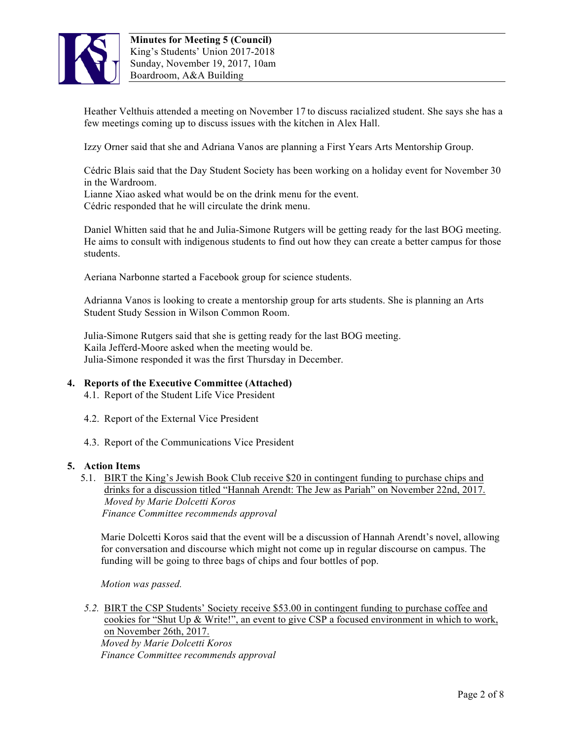Heather Velthuis attended a meeting on November 17 to discuss racialized student. She says she has a few meetings coming up to discuss issues with the kitchen in Alex Hall.

Izzy Orner said that she and Adriana Vanos are planning a First Years Arts Mentorship Group.

Cédric Blais said that the Day Student Society has been working on a holiday event for November 30 in the Wardroom.
Lianne Xiao asked what would be on the drink menu for the event.
Cédric responded that he will circulate the drink menu.

Daniel Whitten said that he and Julia-Simone Rutgers will be getting ready for the last BOG meeting. He aims to consult with indigenous students to find out how they can create a better campus for those students.

Aeriana Narbonne started a Facebook group for science students.

Adrianna Vanos is looking to create a mentorship group for arts students. She is planning an Arts Student Study Session in Wilson Common Room.

Julia-Simone Rutgers said that she is getting ready for the last BOG meeting.
Kaila Jefferd-Moore asked when the meeting would be.
Julia-Simone responded it was the first Thursday in December.

**4. Reports of the Executive Committee (Attached)**

4.1. Report of the Student Life Vice President

4.2. Report of the External Vice President

4.3. Report of the Communications Vice President

**5. Action Items**

5.1. BIRT the King's Jewish Book Club receive $20 in contingent funding to purchase chips and drinks for a discussion titled "Hannah Arendt: The Jew as Pariah" on November 22nd, 2017.
*Moved by Marie Dolcetti Koros*
*Finance Committee recommends approval*

Marie Dolcetti Koros said that the event will be a discussion of Hannah Arendt's novel, allowing for conversation and discourse which might not come up in regular discourse on campus. The funding will be going to three bags of chips and four bottles of pop.

*Motion was passed.*

*5.2.* BIRT the CSP Students' Society receive $53.00 in contingent funding to purchase coffee and cookies for "Shut Up & Write!", an event to give CSP a focused environment in which to work, on November 26th, 2017.
*Moved by Marie Dolcetti Koros*
*Finance Committee recommends approval*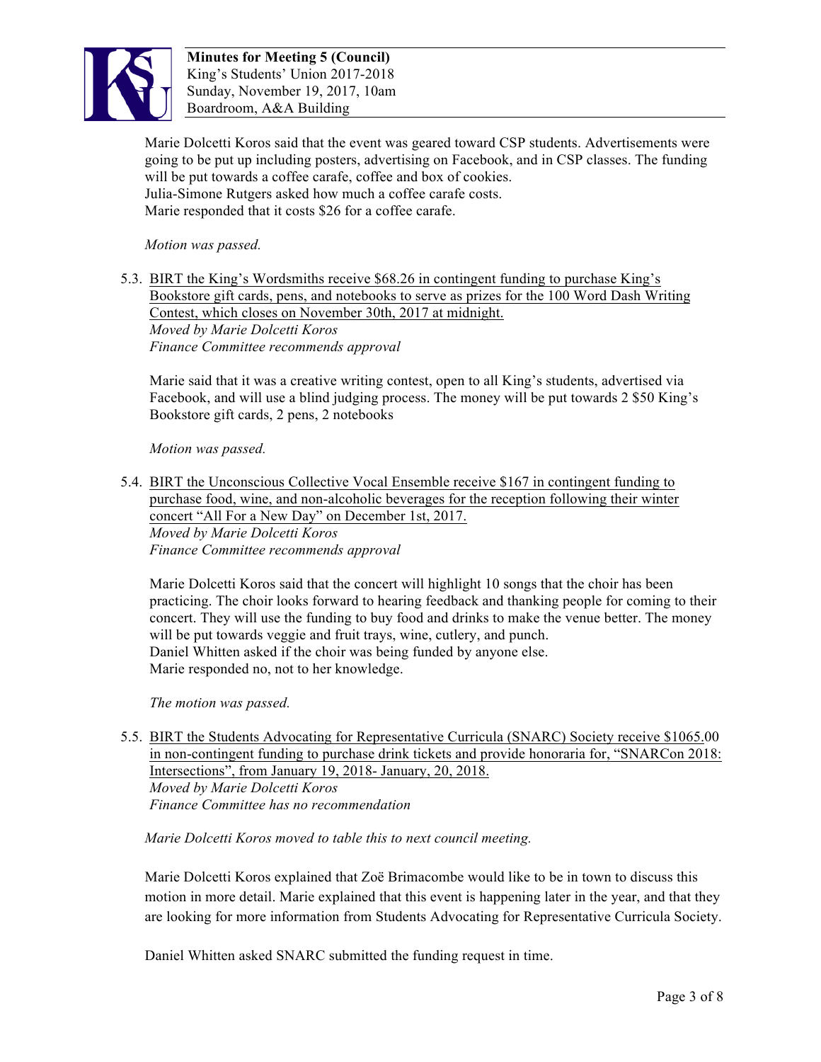Marie Dolcetti Koros said that the event was geared toward CSP students. Advertisements were going to be put up including posters, advertising on Facebook, and in CSP classes. The funding will be put towards a coffee carafe, coffee and box of cookies.
Julia-Simone Rutgers asked how much a coffee carafe costs.
Marie responded that it costs $26 for a coffee carafe.

*Motion was passed.*

5.3. BIRT the King's Wordsmiths receive $68.26 in contingent funding to purchase King's Bookstore gift cards, pens, and notebooks to serve as prizes for the 100 Word Dash Writing Contest, which closes on November 30th, 2017 at midnight.
*Moved by Marie Dolcetti Koros*
*Finance Committee recommends approval*

Marie said that it was a creative writing contest, open to all King's students, advertised via Facebook, and will use a blind judging process. The money will be put towards 2 $50 King's Bookstore gift cards, 2 pens, 2 notebooks

*Motion was passed.*

5.4. BIRT the Unconscious Collective Vocal Ensemble receive $167 in contingent funding to purchase food, wine, and non-alcoholic beverages for the reception following their winter concert "All For a New Day" on December 1st, 2017.
*Moved by Marie Dolcetti Koros*
*Finance Committee recommends approval*

Marie Dolcetti Koros said that the concert will highlight 10 songs that the choir has been practicing. The choir looks forward to hearing feedback and thanking people for coming to their concert. They will use the funding to buy food and drinks to make the venue better. The money will be put towards veggie and fruit trays, wine, cutlery, and punch.
Daniel Whitten asked if the choir was being funded by anyone else.
Marie responded no, not to her knowledge.

*The motion was passed.*

5.5. BIRT the Students Advocating for Representative Curricula (SNARC) Society receive $1065.00 in non-contingent funding to purchase drink tickets and provide honoraria for, "SNARCon 2018: Intersections", from January 19, 2018- January, 20, 2018.
*Moved by Marie Dolcetti Koros*
*Finance Committee has no recommendation*

*Marie Dolcetti Koros moved to table this to next council meeting.*

Marie Dolcetti Koros explained that Zoë Brimacombe would like to be in town to discuss this motion in more detail. Marie explained that this event is happening later in the year, and that they are looking for more information from Students Advocating for Representative Curricula Society.

Daniel Whitten asked SNARC submitted the funding request in time.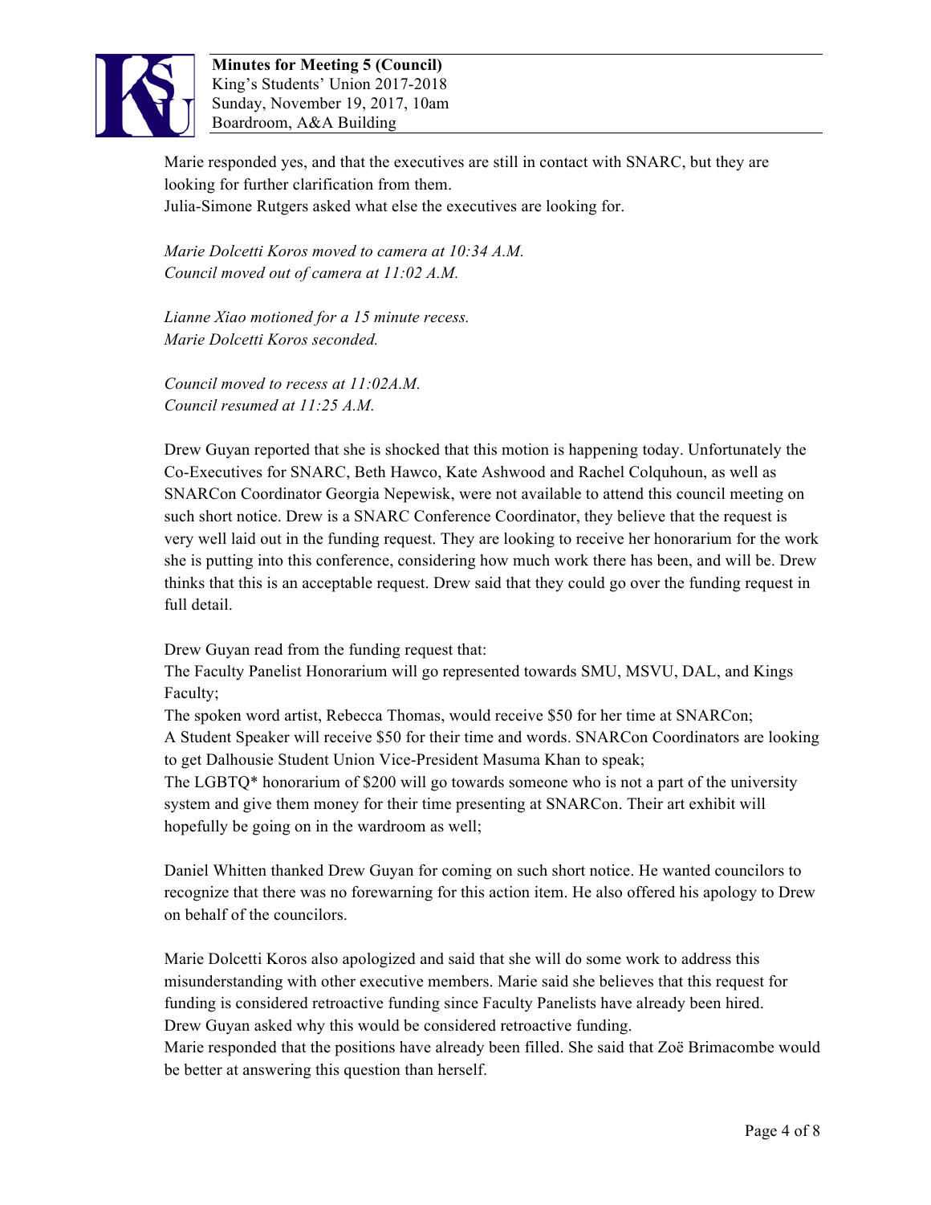Marie responded yes, and that the executives are still in contact with SNARC, but they are looking for further clarification from them.
Julia-Simone Rutgers asked what else the executives are looking for.

*Marie Dolcetti Koros moved to camera at 10:34 A.M.*
*Council moved out of camera at 11:02 A.M.*

*Lianne Xiao motioned for a 15 minute recess.*
*Marie Dolcetti Koros seconded.*

*Council moved to recess at 11:02A.M.*
*Council resumed at 11:25 A.M.*

Drew Guyan reported that she is shocked that this motion is happening today. Unfortunately the Co-Executives for SNARC, Beth Hawco, Kate Ashwood and Rachel Colquhoun, as well as SNARCon Coordinator Georgia Nepewisk, were not available to attend this council meeting on such short notice. Drew is a SNARC Conference Coordinator, they believe that the request is very well laid out in the funding request. They are looking to receive her honorarium for the work she is putting into this conference, considering how much work there has been, and will be. Drew thinks that this is an acceptable request. Drew said that they could go over the funding request in full detail.

Drew Guyan read from the funding request that:
The Faculty Panelist Honorarium will go represented towards SMU, MSVU, DAL, and Kings Faculty;
The spoken word artist, Rebecca Thomas, would receive $50 for her time at SNARCon;
A Student Speaker will receive $50 for their time and words. SNARCon Coordinators are looking to get Dalhousie Student Union Vice-President Masuma Khan to speak;
The LGBTQ* honorarium of $200 will go towards someone who is not a part of the university system and give them money for their time presenting at SNARCon. Their art exhibit will hopefully be going on in the wardroom as well;

Daniel Whitten thanked Drew Guyan for coming on such short notice. He wanted councilors to recognize that there was no forewarning for this action item. He also offered his apology to Drew on behalf of the councilors.

Marie Dolcetti Koros also apologized and said that she will do some work to address this misunderstanding with other executive members. Marie said she believes that this request for funding is considered retroactive funding since Faculty Panelists have already been hired.
Drew Guyan asked why this would be considered retroactive funding.
Marie responded that the positions have already been filled. She said that Zoë Brimacombe would be better at answering this question than herself.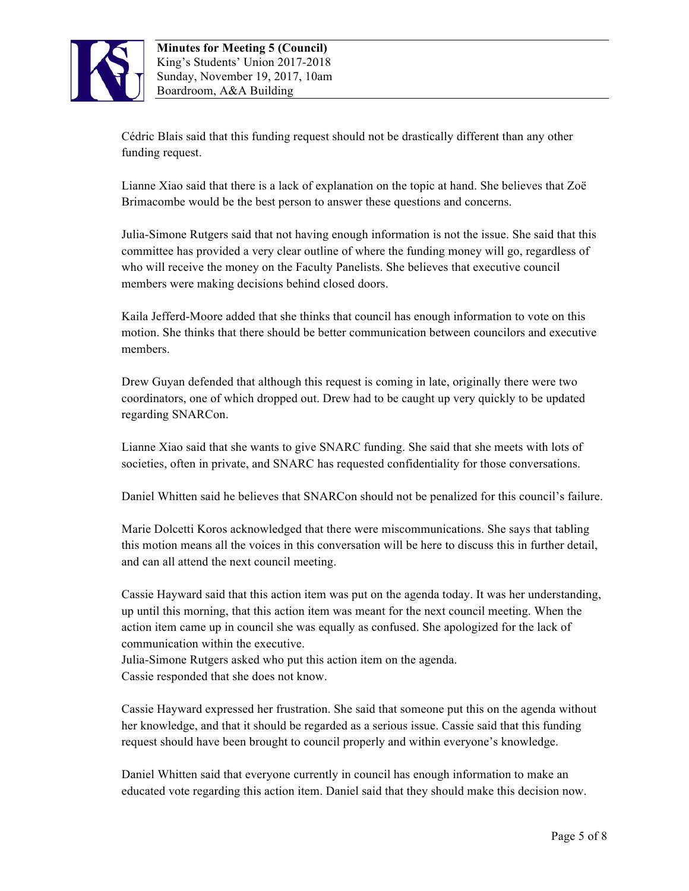Cédric Blais said that this funding request should not be drastically different than any other funding request.

Lianne Xiao said that there is a lack of explanation on the topic at hand. She believes that Zoë Brimacombe would be the best person to answer these questions and concerns.

Julia-Simone Rutgers said that not having enough information is not the issue. She said that this committee has provided a very clear outline of where the funding money will go, regardless of who will receive the money on the Faculty Panelists. She believes that executive council members were making decisions behind closed doors.

Kaila Jefferd-Moore added that she thinks that council has enough information to vote on this motion. She thinks that there should be better communication between councilors and executive members.

Drew Guyan defended that although this request is coming in late, originally there were two coordinators, one of which dropped out. Drew had to be caught up very quickly to be updated regarding SNARCon.

Lianne Xiao said that she wants to give SNARC funding. She said that she meets with lots of societies, often in private, and SNARC has requested confidentiality for those conversations.

Daniel Whitten said he believes that SNARCon should not be penalized for this council's failure.

Marie Dolcetti Koros acknowledged that there were miscommunications. She says that tabling this motion means all the voices in this conversation will be here to discuss this in further detail, and can all attend the next council meeting.

Cassie Hayward said that this action item was put on the agenda today. It was her understanding, up until this morning, that this action item was meant for the next council meeting. When the action item came up in council she was equally as confused. She apologized for the lack of communication within the executive.
Julia-Simone Rutgers asked who put this action item on the agenda.
Cassie responded that she does not know.

Cassie Hayward expressed her frustration. She said that someone put this on the agenda without her knowledge, and that it should be regarded as a serious issue. Cassie said that this funding request should have been brought to council properly and within everyone's knowledge.

Daniel Whitten said that everyone currently in council has enough information to make an educated vote regarding this action item. Daniel said that they should make this decision now.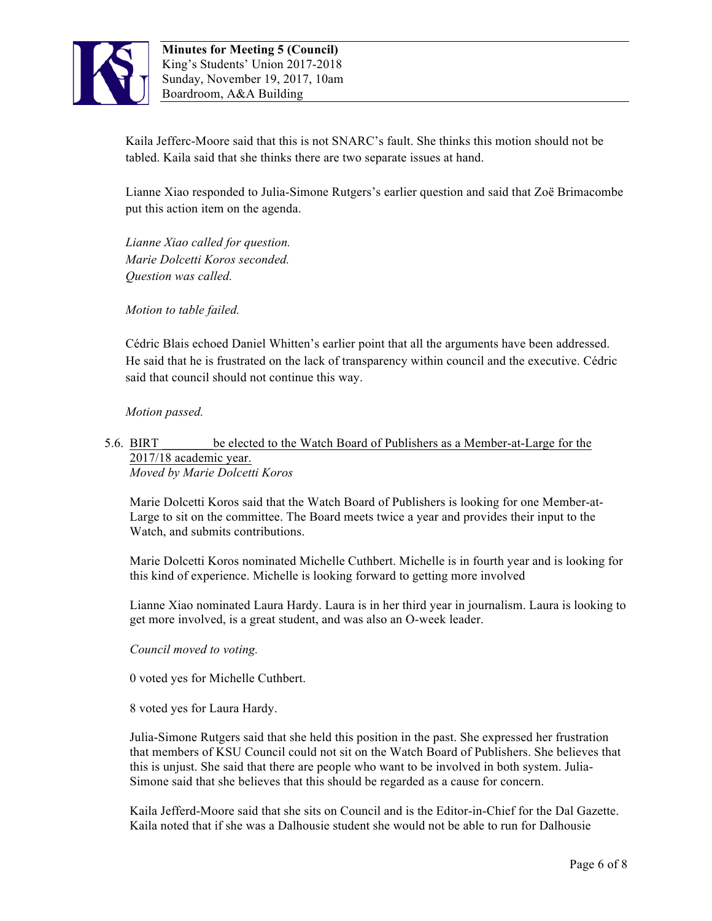Kaila Jefferc-Moore said that this is not SNARC's fault. She thinks this motion should not be tabled. Kaila said that she thinks there are two separate issues at hand.

Lianne Xiao responded to Julia-Simone Rutgers's earlier question and said that Zoë Brimacombe put this action item on the agenda.

*Lianne Xiao called for question.*
*Marie Dolcetti Koros seconded.*
*Question was called.*

*Motion to table failed.*

Cédric Blais echoed Daniel Whitten's earlier point that all the arguments have been addressed. He said that he is frustrated on the lack of transparency within council and the executive. Cédric said that council should not continue this way.

*Motion passed.*

5.6. BIRT ________ be elected to the Watch Board of Publishers as a Member-at-Large for the 2017/18 academic year.
*Moved by Marie Dolcetti Koros*

Marie Dolcetti Koros said that the Watch Board of Publishers is looking for one Member-at-Large to sit on the committee. The Board meets twice a year and provides their input to the Watch, and submits contributions.

Marie Dolcetti Koros nominated Michelle Cuthbert. Michelle is in fourth year and is looking for this kind of experience. Michelle is looking forward to getting more involved

Lianne Xiao nominated Laura Hardy. Laura is in her third year in journalism. Laura is looking to get more involved, is a great student, and was also an O-week leader.

*Council moved to voting.*

0 voted yes for Michelle Cuthbert.

8 voted yes for Laura Hardy.

Julia-Simone Rutgers said that she held this position in the past. She expressed her frustration that members of KSU Council could not sit on the Watch Board of Publishers. She believes that this is unjust. She said that there are people who want to be involved in both system. Julia-Simone said that she believes that this should be regarded as a cause for concern.

Kaila Jefferd-Moore said that she sits on Council and is the Editor-in-Chief for the Dal Gazette. Kaila noted that if she was a Dalhousie student she would not be able to run for Dalhousie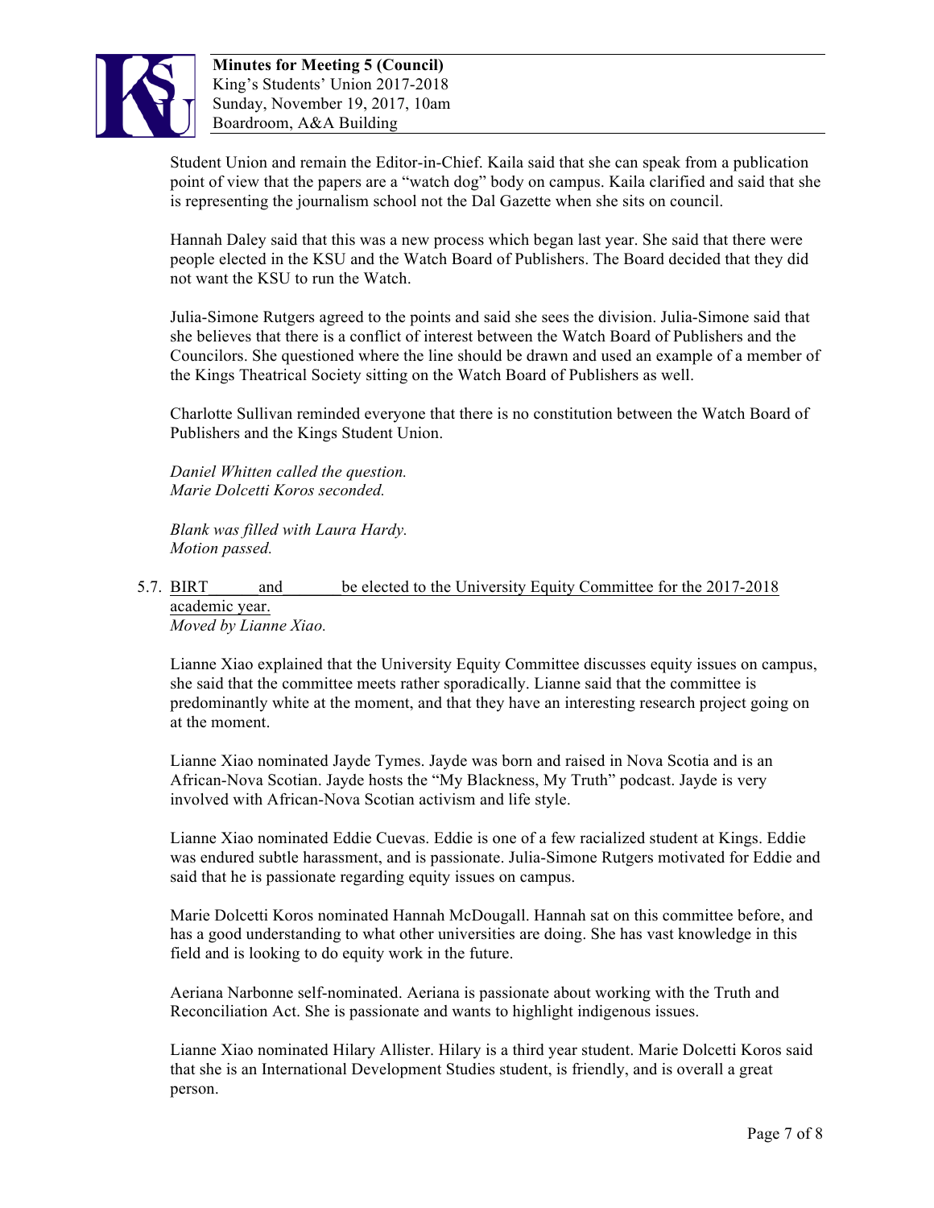Student Union and remain the Editor-in-Chief. Kaila said that she can speak from a publication point of view that the papers are a "watch dog" body on campus. Kaila clarified and said that she is representing the journalism school not the Dal Gazette when she sits on council.

Hannah Daley said that this was a new process which began last year. She said that there were people elected in the KSU and the Watch Board of Publishers. The Board decided that they did not want the KSU to run the Watch.

Julia-Simone Rutgers agreed to the points and said she sees the division. Julia-Simone said that she believes that there is a conflict of interest between the Watch Board of Publishers and the Councilors. She questioned where the line should be drawn and used an example of a member of the Kings Theatrical Society sitting on the Watch Board of Publishers as well.

Charlotte Sullivan reminded everyone that there is no constitution between the Watch Board of Publishers and the Kings Student Union.

*Daniel Whitten called the question.*
*Marie Dolcetti Koros seconded.*

*Blank was filled with Laura Hardy.*
*Motion passed.*

5.7. BIRT \_\_\_\_\_ and \_\_\_\_\_ be elected to the University Equity Committee for the 2017-2018 academic year.
*Moved by Lianne Xiao.*

Lianne Xiao explained that the University Equity Committee discusses equity issues on campus, she said that the committee meets rather sporadically. Lianne said that the committee is predominantly white at the moment, and that they have an interesting research project going on at the moment.

Lianne Xiao nominated Jayde Tymes. Jayde was born and raised in Nova Scotia and is an African-Nova Scotian. Jayde hosts the "My Blackness, My Truth" podcast. Jayde is very involved with African-Nova Scotian activism and life style.

Lianne Xiao nominated Eddie Cuevas. Eddie is one of a few racialized student at Kings. Eddie was endured subtle harassment, and is passionate. Julia-Simone Rutgers motivated for Eddie and said that he is passionate regarding equity issues on campus.

Marie Dolcetti Koros nominated Hannah McDougall. Hannah sat on this committee before, and has a good understanding to what other universities are doing. She has vast knowledge in this field and is looking to do equity work in the future.

Aeriana Narbonne self-nominated. Aeriana is passionate about working with the Truth and Reconciliation Act. She is passionate and wants to highlight indigenous issues.

Lianne Xiao nominated Hilary Allister. Hilary is a third year student. Marie Dolcetti Koros said that she is an International Development Studies student, is friendly, and is overall a great person.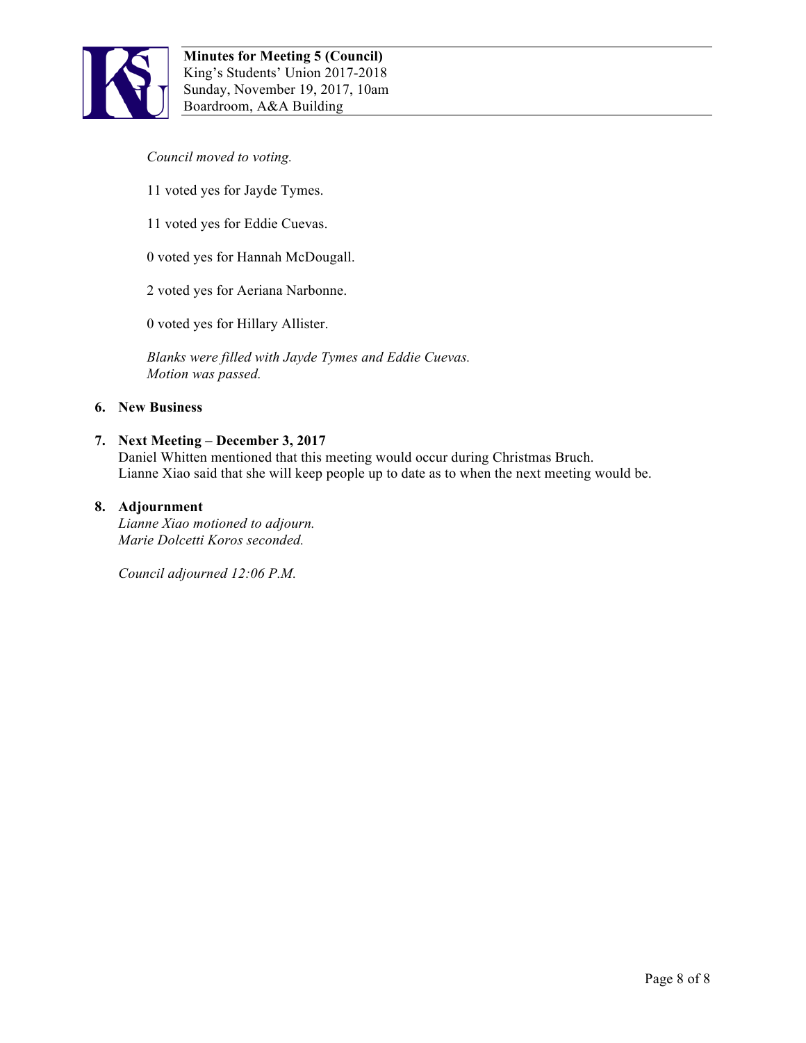*Council moved to voting.*

11 voted yes for Jayde Tymes.

11 voted yes for Eddie Cuevas.

0 voted yes for Hannah McDougall.

2 voted yes for Aeriana Narbonne.

0 voted yes for Hillary Allister.

*Blanks were filled with Jayde Tymes and Eddie Cuevas.*
*Motion was passed.*

**6. New Business**

**7. Next Meeting – December 3, 2017**
Daniel Whitten mentioned that this meeting would occur during Christmas Bruch.
Lianne Xiao said that she will keep people up to date as to when the next meeting would be.

**8. Adjournment**
*Lianne Xiao motioned to adjourn.*
*Marie Dolcetti Koros seconded.*

*Council adjourned 12:06 P.M.*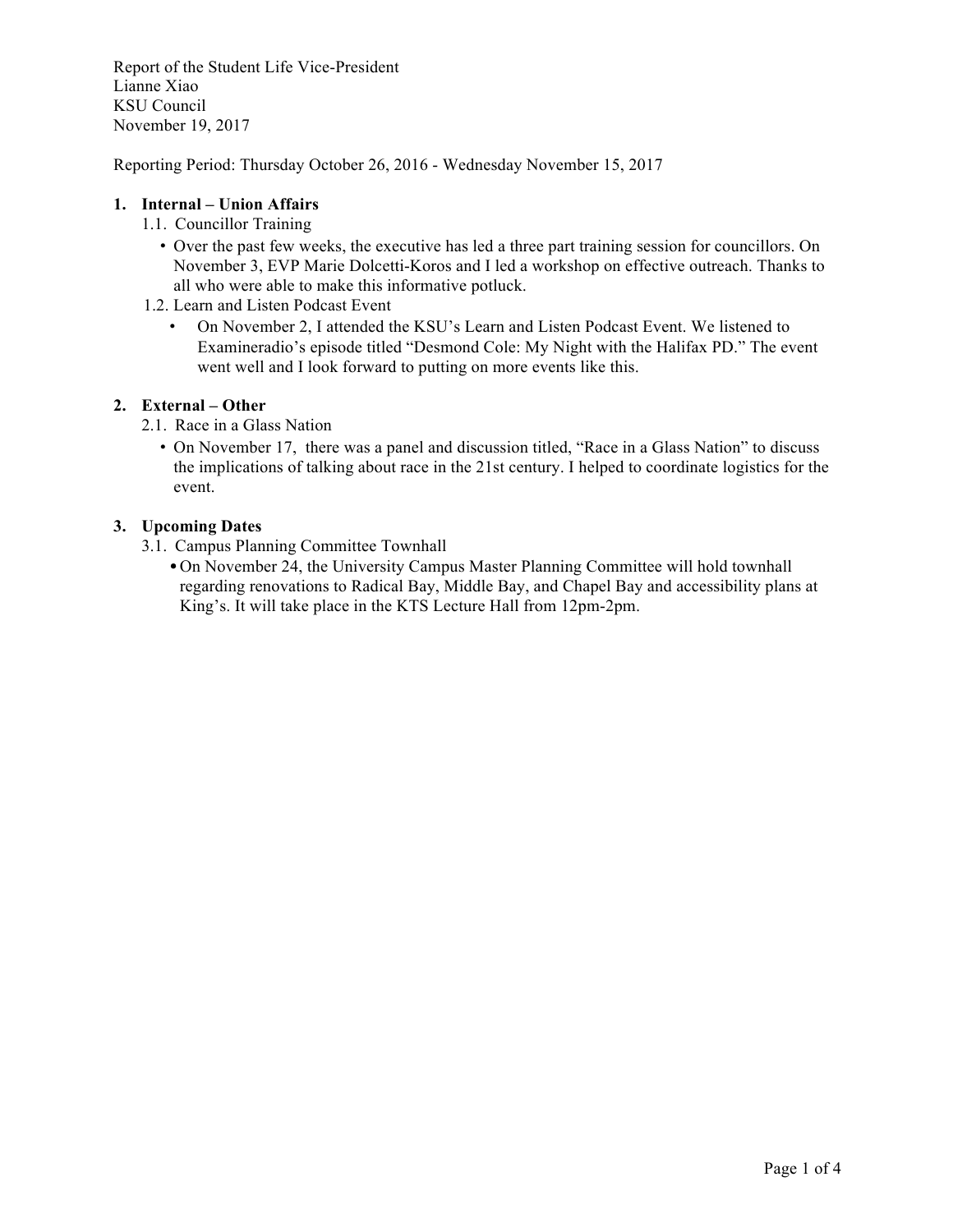Report of the Student Life Vice-President
Lianne Xiao
KSU Council
November 19, 2017

Reporting Period: Thursday October 26, 2016 - Wednesday November 15, 2017

1. **Internal – Union Affairs**
   1.1. Councillor Training
      - Over the past few weeks, the executive has led a three part training session for councillors. On November 3, EVP Marie Dolcetti-Koros and I led a workshop on effective outreach. Thanks to all who were able to make this informative potluck.

   1.2. Learn and Listen Podcast Event
      - On November 2, I attended the KSU's Learn and Listen Podcast Event. We listened to Examineradio's episode titled "Desmond Cole: My Night with the Halifax PD." The event went well and I look forward to putting on more events like this.

2. **External – Other**
   2.1. Race in a Glass Nation
      - On November 17, there was a panel and discussion titled, "Race in a Glass Nation" to discuss the implications of talking about race in the 21st century. I helped to coordinate logistics for the event.

3. **Upcoming Dates**
   3.1. Campus Planning Committee Townhall
      - On November 24, the University Campus Master Planning Committee will hold townhall regarding renovations to Radical Bay, Middle Bay, and Chapel Bay and accessibility plans at King's. It will take place in the KTS Lecture Hall from 12pm-2pm.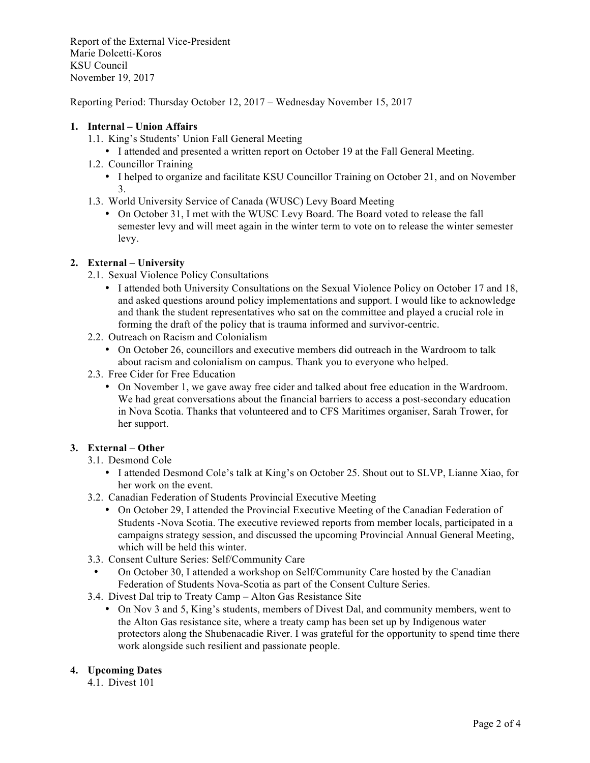Report of the External Vice-President
Marie Dolcetti-Koros
KSU Council
November 19, 2017

Reporting Period: Thursday October 12, 2017 – Wednesday November 15, 2017

1. **Internal – Union Affairs**
   1.1. King's Students' Union Fall General Meeting
      - I attended and presented a written report on October 19 at the Fall General Meeting.

   1.2. Councillor Training
      - I helped to organize and facilitate KSU Councillor Training on October 21, and on November 3.

   1.3. World University Service of Canada (WUSC) Levy Board Meeting
      - On October 31, I met with the WUSC Levy Board. The Board voted to release the fall semester levy and will meet again in the winter term to vote on to release the winter semester levy.

2. **External – University**
   2.1. Sexual Violence Policy Consultations
      - I attended both University Consultations on the Sexual Violence Policy on October 17 and 18, and asked questions around policy implementations and support. I would like to acknowledge and thank the student representatives who sat on the committee and played a crucial role in forming the draft of the policy that is trauma informed and survivor-centric.

   2.2. Outreach on Racism and Colonialism
      - On October 26, councillors and executive members did outreach in the Wardroom to talk about racism and colonialism on campus. Thank you to everyone who helped.

   2.3. Free Cider for Free Education
      - On November 1, we gave away free cider and talked about free education in the Wardroom. We had great conversations about the financial barriers to access a post-secondary education in Nova Scotia. Thanks that volunteered and to CFS Maritimes organiser, Sarah Trower, for her support.

3. **External – Other**
   3.1. Desmond Cole
      - I attended Desmond Cole's talk at King's on October 25. Shout out to SLVP, Lianne Xiao, for her work on the event.

   3.2. Canadian Federation of Students Provincial Executive Meeting
      - On October 29, I attended the Provincial Executive Meeting of the Canadian Federation of Students -Nova Scotia. The executive reviewed reports from member locals, participated in a campaigns strategy session, and discussed the upcoming Provincial Annual General Meeting, which will be held this winter.

   3.3. Consent Culture Series: Self/Community Care
      - On October 30, I attended a workshop on Self/Community Care hosted by the Canadian Federation of Students Nova-Scotia as part of the Consent Culture Series.

   3.4. Divest Dal trip to Treaty Camp – Alton Gas Resistance Site
      - On Nov 3 and 5, King's students, members of Divest Dal, and community members, went to the Alton Gas resistance site, where a treaty camp has been set up by Indigenous water protectors along the Shubenacadie River. I was grateful for the opportunity to spend time there work alongside such resilient and passionate people.

4. **Upcoming Dates**
   4.1. Divest 101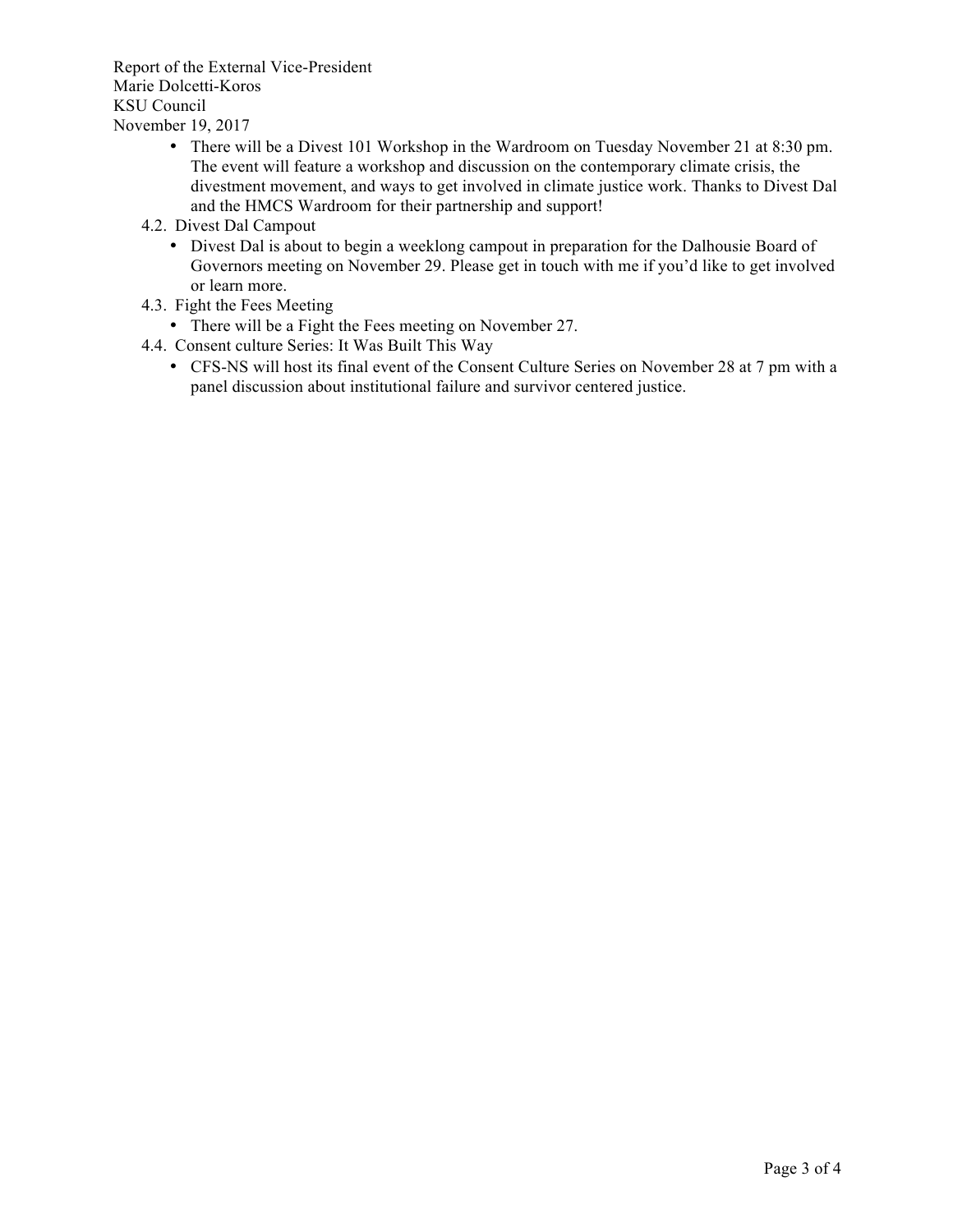Report of the External Vice-President
Marie Dolcetti-Koros
KSU Council
November 19, 2017

- There will be a Divest 101 Workshop in the Wardroom on Tuesday November 21 at 8:30 pm. The event will feature a workshop and discussion on the contemporary climate crisis, the divestment movement, and ways to get involved in climate justice work. Thanks to Divest Dal and the HMCS Wardroom for their partnership and support!

4.2. Divest Dal Campout

- Divest Dal is about to begin a weeklong campout in preparation for the Dalhousie Board of Governors meeting on November 29. Please get in touch with me if you'd like to get involved or learn more.

4.3. Fight the Fees Meeting

- There will be a Fight the Fees meeting on November 27.

4.4. Consent culture Series: It Was Built This Way

- CFS-NS will host its final event of the Consent Culture Series on November 28 at 7 pm with a panel discussion about institutional failure and survivor centered justice.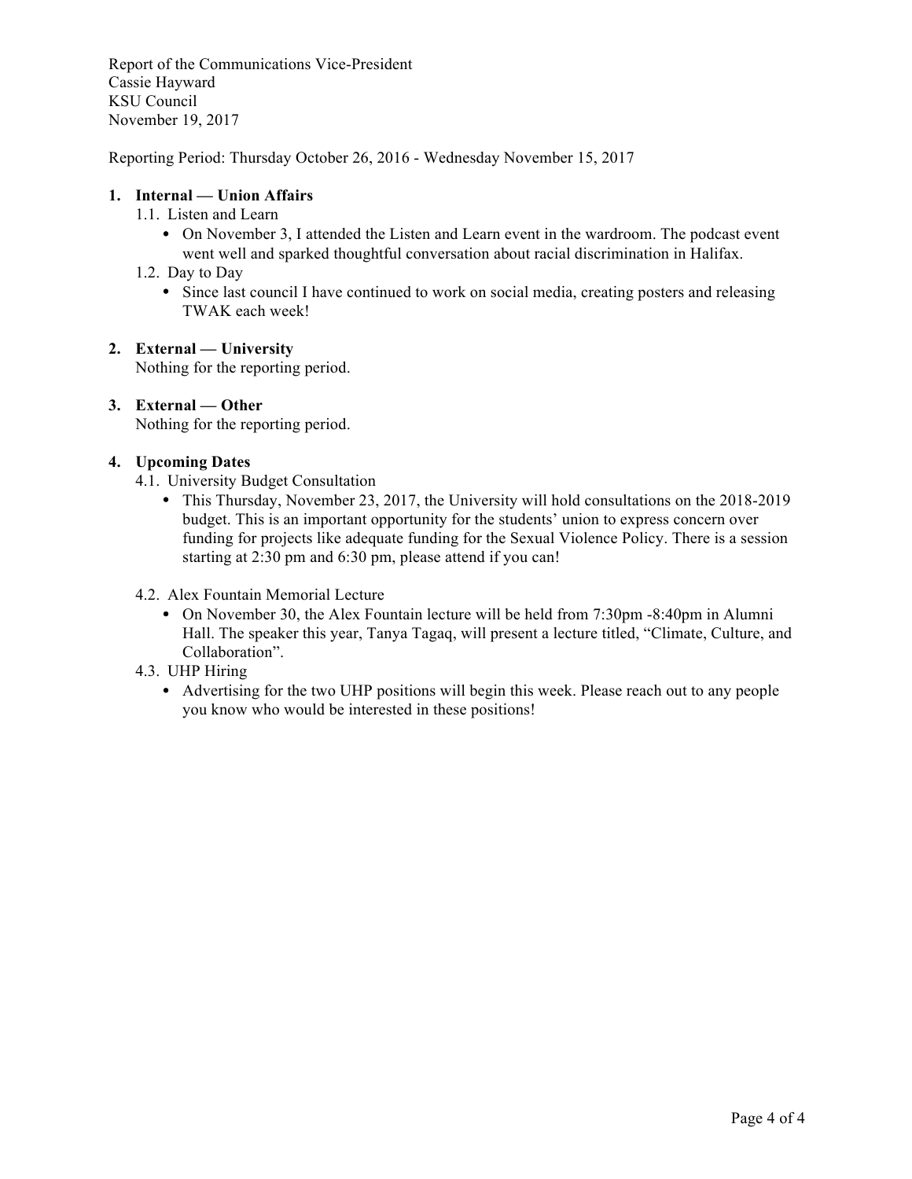Report of the Communications Vice-President
Cassie Hayward
KSU Council
November 19, 2017

Reporting Period: Thursday October 26, 2016 - Wednesday November 15, 2017

1. **Internal — Union Affairs**
   1.1. Listen and Learn
   - On November 3, I attended the Listen and Learn event in the wardroom. The podcast event went well and sparked thoughtful conversation about racial discrimination in Halifax.

   1.2. Day to Day
   - Since last council I have continued to work on social media, creating posters and releasing TWAK each week!

2. **External — University**
   Nothing for the reporting period.

3. **External — Other**
   Nothing for the reporting period.

4. **Upcoming Dates**
   4.1. University Budget Consultation
   - This Thursday, November 23, 2017, the University will hold consultations on the 2018-2019 budget. This is an important opportunity for the students' union to express concern over funding for projects like adequate funding for the Sexual Violence Policy. There is a session starting at 2:30 pm and 6:30 pm, please attend if you can!

   4.2. Alex Fountain Memorial Lecture
   - On November 30, the Alex Fountain lecture will be held from 7:30pm -8:40pm in Alumni Hall. The speaker this year, Tanya Tagaq, will present a lecture titled, "Climate, Culture, and Collaboration".

   4.3. UHP Hiring
   - Advertising for the two UHP positions will begin this week. Please reach out to any people you know who would be interested in these positions!